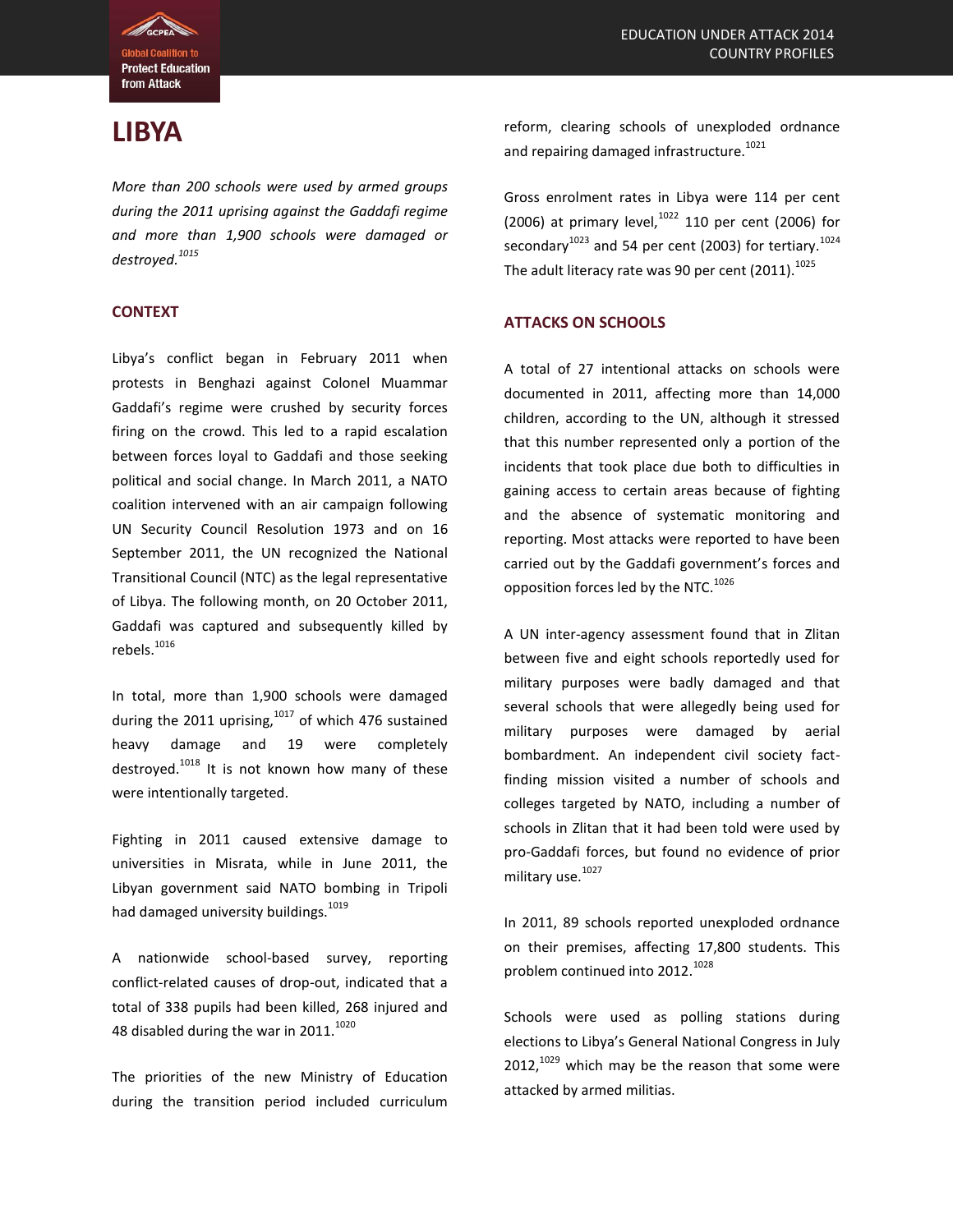# LIBYA

*More than 200 schools were used by armed groups during the 2011 uprising against the Gaddafi regime and more than 1,900 schools were damaged or destroyed.*[1015]

## CONTEXT

Libya's conflict began in February 2011 when protests in Benghazi against Colonel Muammar Gaddafi's regime were crushed by security forces firing on the crowd. This led to a rapid escalation between forces loyal to Gaddafi and those seeking political and social change. In March 2011, a NATO coalition intervened with an air campaign following UN Security Council Resolution 1973 and on 16 September 2011, the UN recognized the National Transitional Council (NTC) as the legal representative of Libya. The following month, on 20 October 2011, Gaddafi was captured and subsequently killed by rebels.[1016]

In total, more than 1,900 schools were damaged during the 2011 uprising,[1017] of which 476 sustained heavy damage and 19 were completely destroyed.[1018] It is not known how many of these were intentionally targeted.

Fighting in 2011 caused extensive damage to universities in Misrata, while in June 2011, the Libyan government said NATO bombing in Tripoli had damaged university buildings.[1019]

A nationwide school-based survey, reporting conflict-related causes of drop-out, indicated that a total of 338 pupils had been killed, 268 injured and 48 disabled during the war in 2011.[1020]

The priorities of the new Ministry of Education during the transition period included curriculum reform, clearing schools of unexploded ordnance and repairing damaged infrastructure.[1021]

Gross enrolment rates in Libya were 114 per cent (2006) at primary level,[1022] 110 per cent (2006) for secondary[1023] and 54 per cent (2003) for tertiary.[1024] The adult literacy rate was 90 per cent (2011).[1025]

## ATTACKS ON SCHOOLS

A total of 27 intentional attacks on schools were documented in 2011, affecting more than 14,000 children, according to the UN, although it stressed that this number represented only a portion of the incidents that took place due both to difficulties in gaining access to certain areas because of fighting and the absence of systematic monitoring and reporting. Most attacks were reported to have been carried out by the Gaddafi government's forces and opposition forces led by the NTC.[1026]

A UN inter-agency assessment found that in Zlitan between five and eight schools reportedly used for military purposes were badly damaged and that several schools that were allegedly being used for military purposes were damaged by aerial bombardment. An independent civil society fact-finding mission visited a number of schools and colleges targeted by NATO, including a number of schools in Zlitan that it had been told were used by pro-Gaddafi forces, but found no evidence of prior military use.[1027]

In 2011, 89 schools reported unexploded ordnance on their premises, affecting 17,800 students. This problem continued into 2012.[1028]

Schools were used as polling stations during elections to Libya's General National Congress in July 2012,[1029] which may be the reason that some were attacked by armed militias.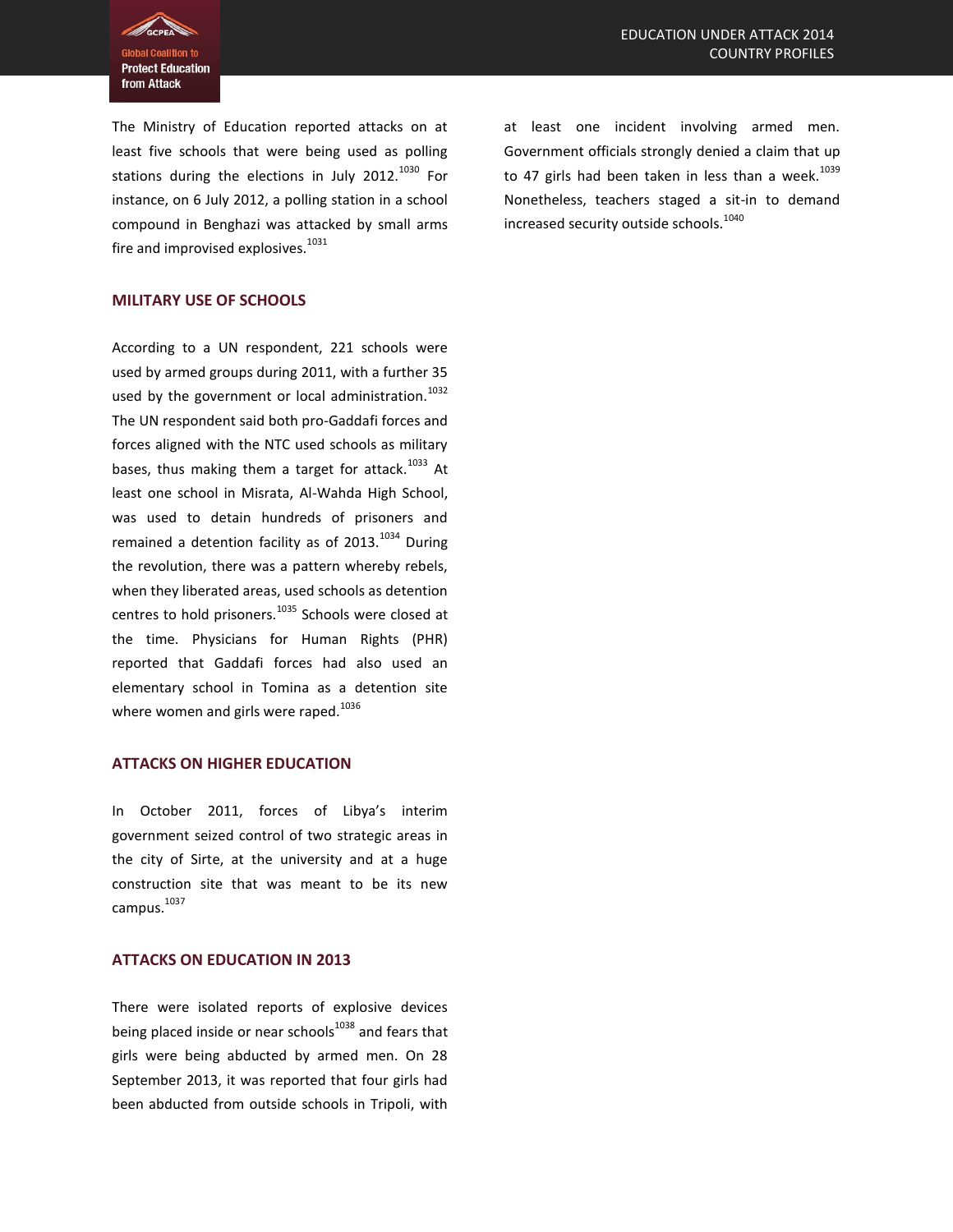The Ministry of Education reported attacks on at least five schools that were being used as polling stations during the elections in July 2012.[1030] For instance, on 6 July 2012, a polling station in a school compound in Benghazi was attacked by small arms fire and improvised explosives.[1031]

## MILITARY USE OF SCHOOLS

According to a UN respondent, 221 schools were used by armed groups during 2011, with a further 35 used by the government or local administration.[1032] The UN respondent said both pro-Gaddafi forces and forces aligned with the NTC used schools as military bases, thus making them a target for attack.[1033] At least one school in Misrata, Al-Wahda High School, was used to detain hundreds of prisoners and remained a detention facility as of 2013.[1034] During the revolution, there was a pattern whereby rebels, when they liberated areas, used schools as detention centres to hold prisoners.[1035] Schools were closed at the time. Physicians for Human Rights (PHR) reported that Gaddafi forces had also used an elementary school in Tomina as a detention site where women and girls were raped.[1036]

## ATTACKS ON HIGHER EDUCATION

In October 2011, forces of Libya's interim government seized control of two strategic areas in the city of Sirte, at the university and at a huge construction site that was meant to be its new campus.[1037]

## ATTACKS ON EDUCATION IN 2013

There were isolated reports of explosive devices being placed inside or near schools[1038] and fears that girls were being abducted by armed men. On 28 September 2013, it was reported that four girls had been abducted from outside schools in Tripoli, with at least one incident involving armed men. Government officials strongly denied a claim that up to 47 girls had been taken in less than a week.[1039] Nonetheless, teachers staged a sit-in to demand increased security outside schools.[1040]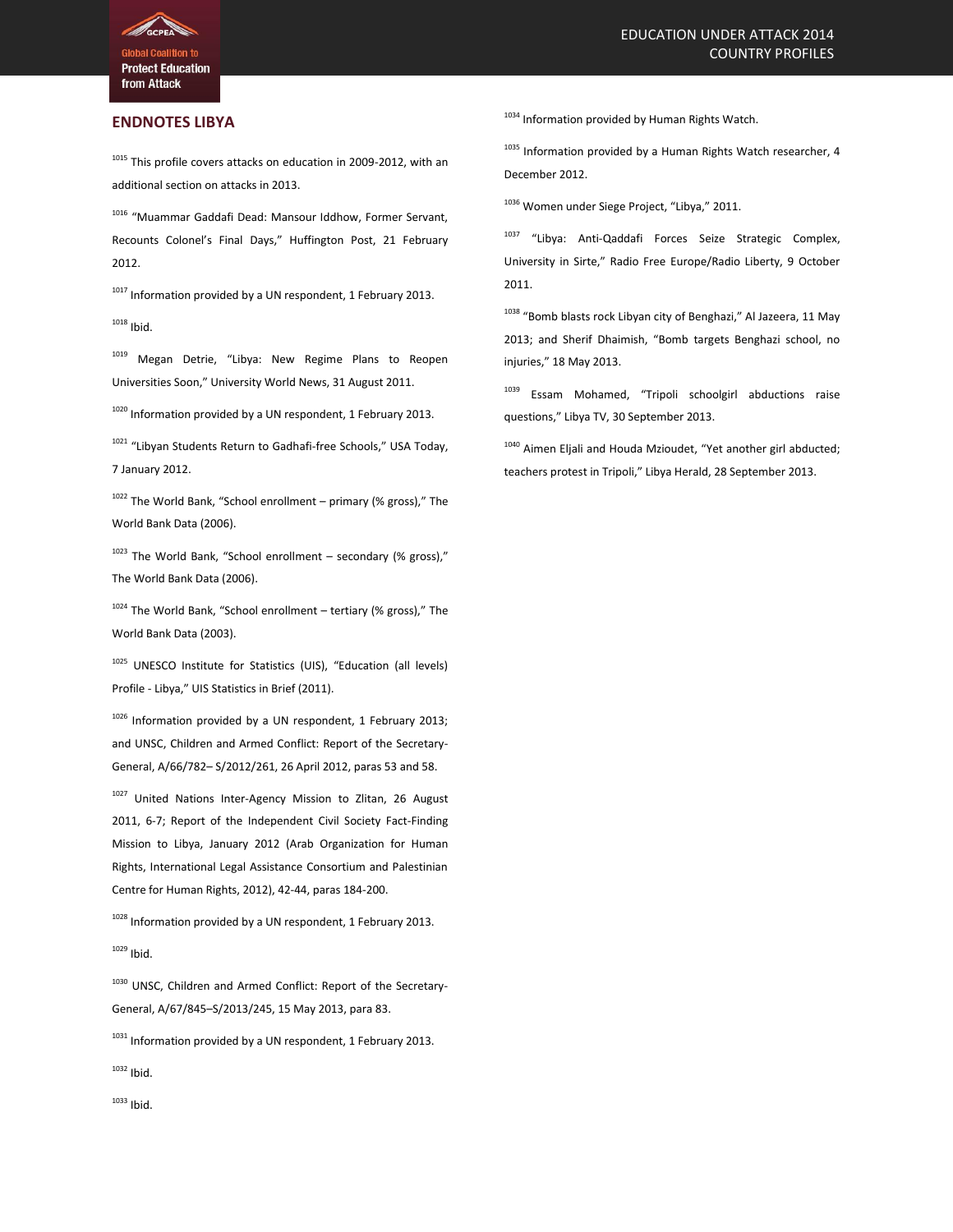## ENDNOTES LIBYA

[1015] This profile covers attacks on education in 2009-2012, with an additional section on attacks in 2013.

[1016] "Muammar Gaddafi Dead: Mansour Iddhow, Former Servant, Recounts Colonel's Final Days," Huffington Post, 21 February 2012.

[1017] Information provided by a UN respondent, 1 February 2013.

[1018] Ibid.

[1019] Megan Detrie, "Libya: New Regime Plans to Reopen Universities Soon," University World News, 31 August 2011.

[1020] Information provided by a UN respondent, 1 February 2013.

[1021] "Libyan Students Return to Gadhafi-free Schools," USA Today, 7 January 2012.

[1022] The World Bank, "School enrollment – primary (% gross)," The World Bank Data (2006).

[1023] The World Bank, "School enrollment – secondary (% gross)," The World Bank Data (2006).

[1024] The World Bank, "School enrollment – tertiary (% gross)," The World Bank Data (2003).

[1025] UNESCO Institute for Statistics (UIS), "Education (all levels) Profile - Libya," UIS Statistics in Brief (2011).

[1026] Information provided by a UN respondent, 1 February 2013; and UNSC, Children and Armed Conflict: Report of the Secretary-General, A/66/782– S/2012/261, 26 April 2012, paras 53 and 58.

[1027] United Nations Inter-Agency Mission to Zlitan, 26 August 2011, 6-7; Report of the Independent Civil Society Fact-Finding Mission to Libya, January 2012 (Arab Organization for Human Rights, International Legal Assistance Consortium and Palestinian Centre for Human Rights, 2012), 42-44, paras 184-200.

[1028] Information provided by a UN respondent, 1 February 2013.

[1029] Ibid.

[1030] UNSC, Children and Armed Conflict: Report of the Secretary-General, A/67/845–S/2013/245, 15 May 2013, para 83.

[1031] Information provided by a UN respondent, 1 February 2013.

[1032] Ibid.

[1033] Ibid.

[1034] Information provided by Human Rights Watch.

[1035] Information provided by a Human Rights Watch researcher, 4 December 2012.

[1036] Women under Siege Project, "Libya," 2011.

[1037] "Libya: Anti-Qaddafi Forces Seize Strategic Complex, University in Sirte," Radio Free Europe/Radio Liberty, 9 October 2011.

[1038] "Bomb blasts rock Libyan city of Benghazi," Al Jazeera, 11 May 2013; and Sherif Dhaimish, "Bomb targets Benghazi school, no injuries," 18 May 2013.

[1039] Essam Mohamed, "Tripoli schoolgirl abductions raise questions," Libya TV, 30 September 2013.

[1040] Aimen Eljali and Houda Mzioudet, "Yet another girl abducted; teachers protest in Tripoli," Libya Herald, 28 September 2013.